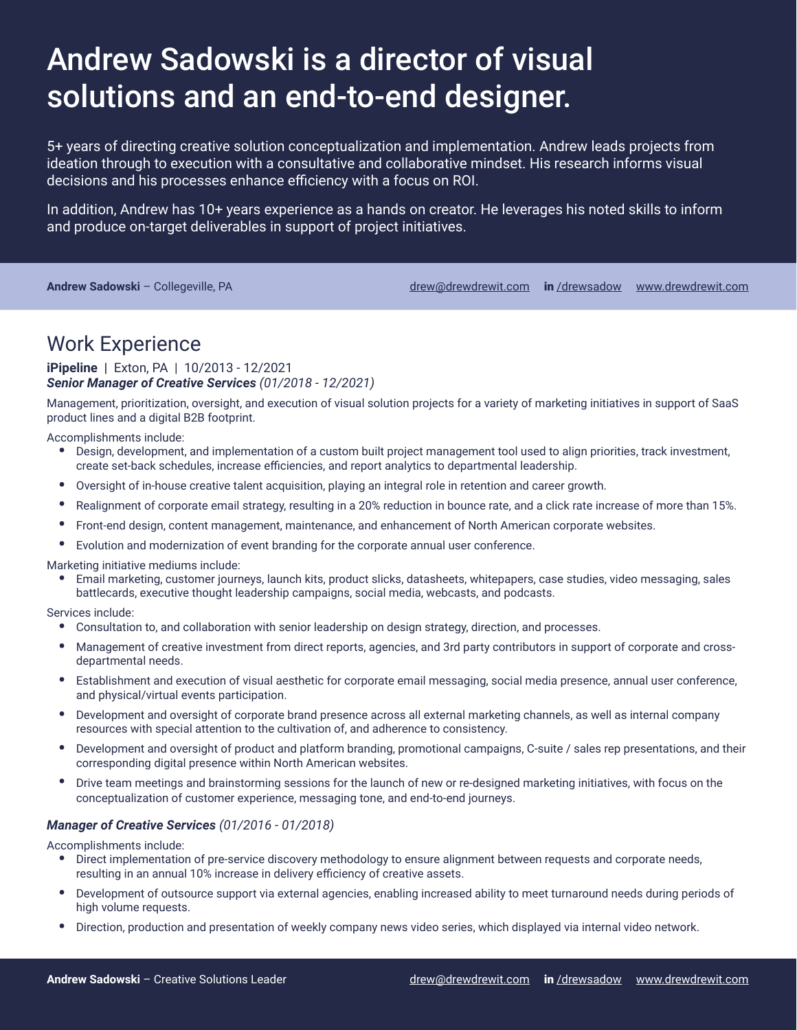# Andrew Sadowski is a director of visual solutions and an end-to-end designer.

5+ years of directing creative solution conceptualization and implementation. Andrew leads projects from ideation through to execution with a consultative and collaborative mindset. His research informs visual decisions and his processes enhance efficiency with a focus on ROI.

In addition, Andrew has 10+ years experience as a hands on creator. He leverages his noted skills to inform and produce on-target deliverables in support of project initiatives.

**Andrew Sadowski** – Collegeville, PA    drew@drewdrewit.com    **in** /drewsadow    www.drewdrewit.com

## Work Experience

**iPipeline** | Exton, PA | 10/2013 - 12/2021

***Senior Manager of Creative Services*** *(01/2018 - 12/2021)*

Management, prioritization, oversight, and execution of visual solution projects for a variety of marketing initiatives in support of SaaS product lines and a digital B2B footprint.

Accomplishments include:

- Design, development, and implementation of a custom built project management tool used to align priorities, track investment, create set-back schedules, increase efficiencies, and report analytics to departmental leadership.
- Oversight of in-house creative talent acquisition, playing an integral role in retention and career growth.
- Realignment of corporate email strategy, resulting in a 20% reduction in bounce rate, and a click rate increase of more than 15%.
- Front-end design, content management, maintenance, and enhancement of North American corporate websites.
- Evolution and modernization of event branding for the corporate annual user conference.

Marketing initiative mediums include:

- Email marketing, customer journeys, launch kits, product slicks, datasheets, whitepapers, case studies, video messaging, sales battlecards, executive thought leadership campaigns, social media, webcasts, and podcasts.

Services include:

- Consultation to, and collaboration with senior leadership on design strategy, direction, and processes.
- Management of creative investment from direct reports, agencies, and 3rd party contributors in support of corporate and cross-departmental needs.
- Establishment and execution of visual aesthetic for corporate email messaging, social media presence, annual user conference, and physical/virtual events participation.
- Development and oversight of corporate brand presence across all external marketing channels, as well as internal company resources with special attention to the cultivation of, and adherence to consistency.
- Development and oversight of product and platform branding, promotional campaigns, C-suite / sales rep presentations, and their corresponding digital presence within North American websites.
- Drive team meetings and brainstorming sessions for the launch of new or re-designed marketing initiatives, with focus on the conceptualization of customer experience, messaging tone, and end-to-end journeys.

***Manager of Creative Services*** *(01/2016 - 01/2018)*

Accomplishments include:

- Direct implementation of pre-service discovery methodology to ensure alignment between requests and corporate needs, resulting in an annual 10% increase in delivery efficiency of creative assets.
- Development of outsource support via external agencies, enabling increased ability to meet turnaround needs during periods of high volume requests.
- Direction, production and presentation of weekly company news video series, which displayed via internal video network.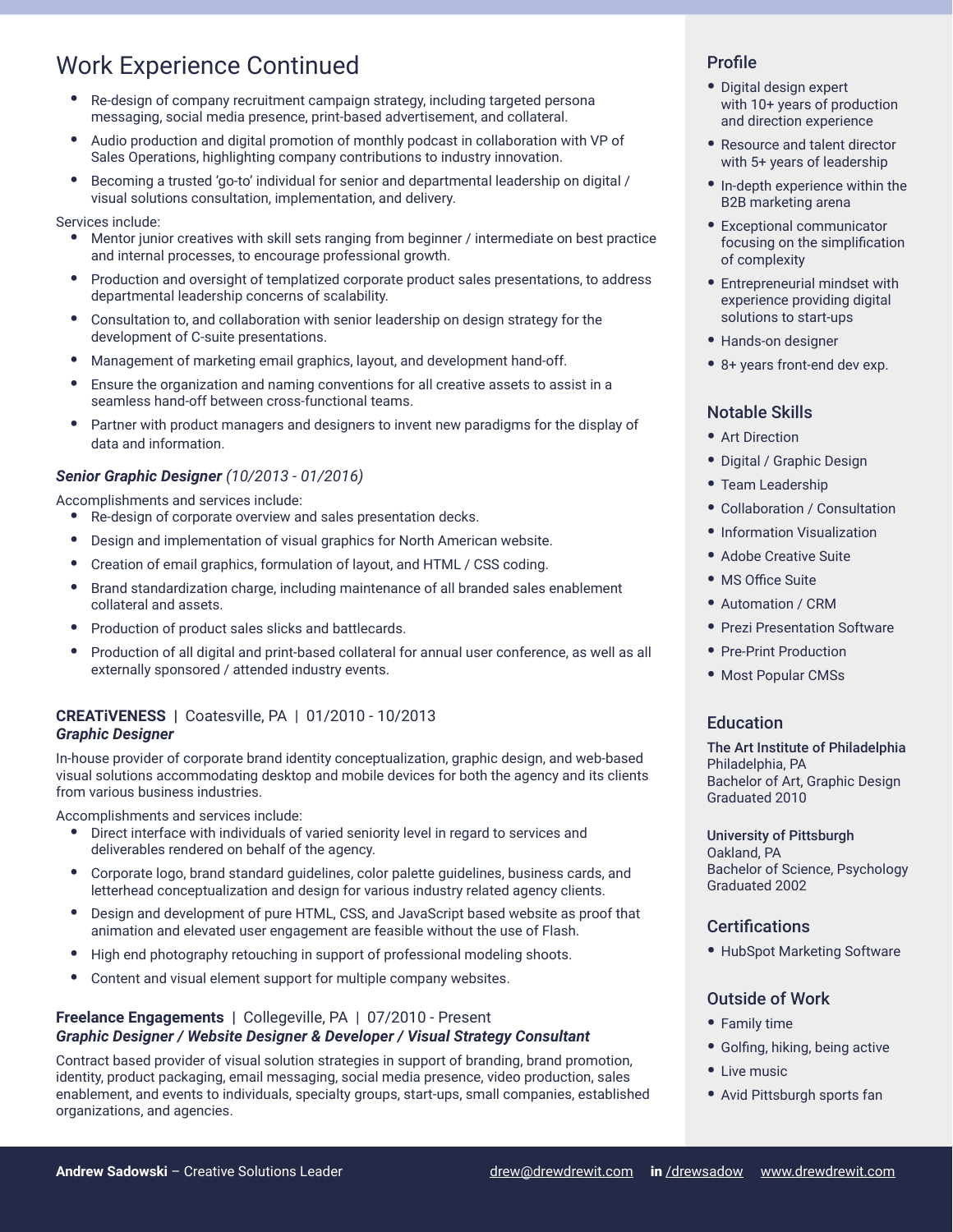## Work Experience Continued

- Re-design of company recruitment campaign strategy, including targeted persona messaging, social media presence, print-based advertisement, and collateral.
- Audio production and digital promotion of monthly podcast in collaboration with VP of Sales Operations, highlighting company contributions to industry innovation.
- Becoming a trusted 'go-to' individual for senior and departmental leadership on digital / visual solutions consultation, implementation, and delivery.

Services include:

- Mentor junior creatives with skill sets ranging from beginner / intermediate on best practice and internal processes, to encourage professional growth.
- Production and oversight of templatized corporate product sales presentations, to address departmental leadership concerns of scalability.
- Consultation to, and collaboration with senior leadership on design strategy for the development of C-suite presentations.
- Management of marketing email graphics, layout, and development hand-off.
- Ensure the organization and naming conventions for all creative assets to assist in a seamless hand-off between cross-functional teams.
- Partner with product managers and designers to invent new paradigms for the display of data and information.

***Senior Graphic Designer** (10/2013 - 01/2016)*

Accomplishments and services include:

- Re-design of corporate overview and sales presentation decks.
- Design and implementation of visual graphics for North American website.
- Creation of email graphics, formulation of layout, and HTML / CSS coding.
- Brand standardization charge, including maintenance of all branded sales enablement collateral and assets.
- Production of product sales slicks and battlecards.
- Production of all digital and print-based collateral for annual user conference, as well as all externally sponsored / attended industry events.

**CREATiVENESS** | Coatesville, PA | 01/2010 - 10/2013
***Graphic Designer***

In-house provider of corporate brand identity conceptualization, graphic design, and web-based visual solutions accommodating desktop and mobile devices for both the agency and its clients from various business industries.

Accomplishments and services include:

- Direct interface with individuals of varied seniority level in regard to services and deliverables rendered on behalf of the agency.
- Corporate logo, brand standard guidelines, color palette guidelines, business cards, and letterhead conceptualization and design for various industry related agency clients.
- Design and development of pure HTML, CSS, and JavaScript based website as proof that animation and elevated user engagement are feasible without the use of Flash.
- High end photography retouching in support of professional modeling shoots.
- Content and visual element support for multiple company websites.

**Freelance Engagements** | Collegeville, PA | 07/2010 - Present
***Graphic Designer / Website Designer & Developer / Visual Strategy Consultant***

Contract based provider of visual solution strategies in support of branding, brand promotion, identity, product packaging, email messaging, social media presence, video production, sales enablement, and events to individuals, specialty groups, start-ups, small companies, established organizations, and agencies.

## Profile

- Digital design expert with 10+ years of production and direction experience
- Resource and talent director with 5+ years of leadership
- In-depth experience within the B2B marketing arena
- Exceptional communicator focusing on the simplification of complexity
- Entrepreneurial mindset with experience providing digital solutions to start-ups
- Hands-on designer
- 8+ years front-end dev exp.

## Notable Skills

- Art Direction
- Digital / Graphic Design
- Team Leadership
- Collaboration / Consultation
- Information Visualization
- Adobe Creative Suite
- MS Office Suite
- Automation / CRM
- Prezi Presentation Software
- Pre-Print Production
- Most Popular CMSs

## Education

**The Art Institute of Philadelphia**
Philadelphia, PA
Bachelor of Art, Graphic Design
Graduated 2010

**University of Pittsburgh**
Oakland, PA
Bachelor of Science, Psychology
Graduated 2002

## Certifications

- HubSpot Marketing Software

## Outside of Work

- Family time
- Golfing, hiking, being active
- Live music
- Avid Pittsburgh sports fan

**Andrew Sadowski** – Creative Solutions Leader    drew@drewdrewit.com    in /drewsadow    www.drewdrewit.com